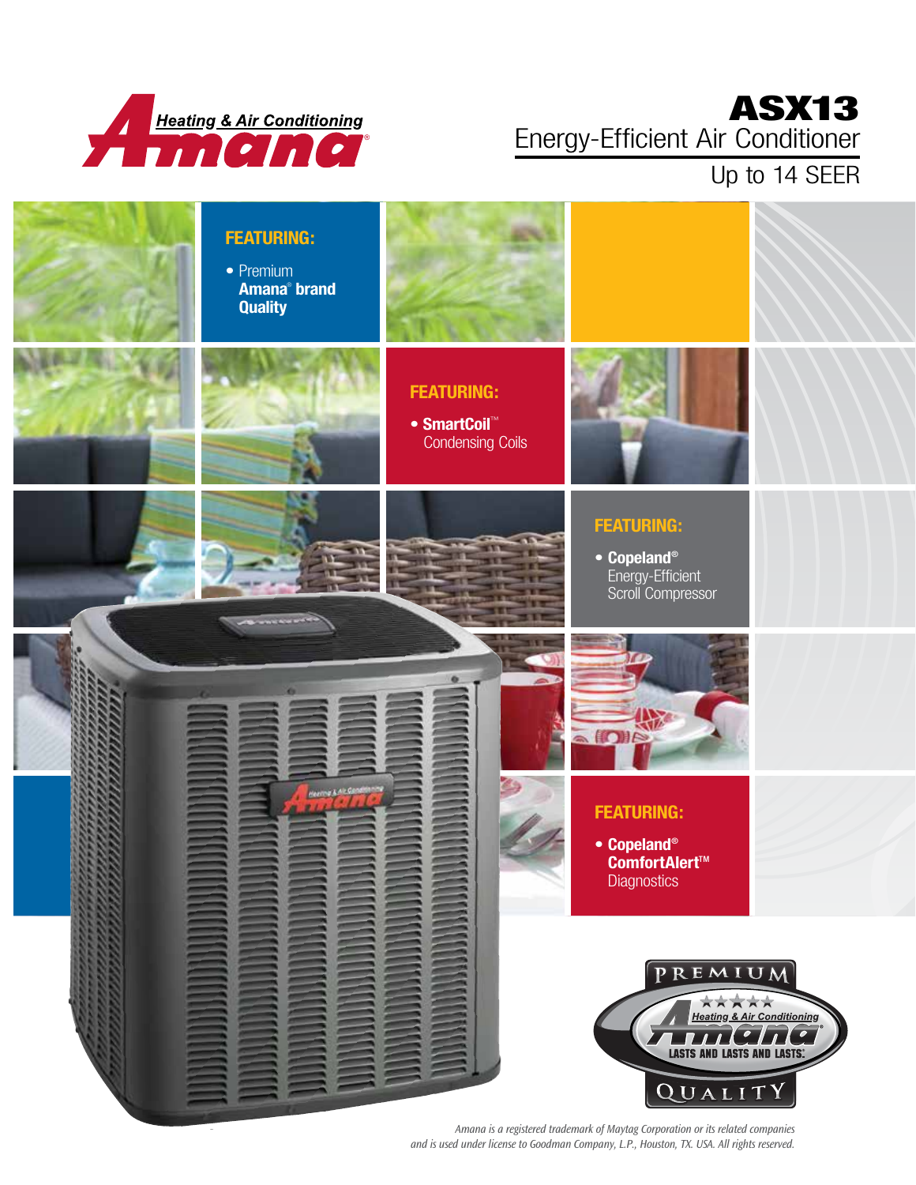Amana® Heating & Air Conditioning

# ASX13

## Energy-Efficient Air Conditioner

Up to 14 SEER

**FEATURING:**

- Premium **Amana® brand Quality**

**FEATURING:**

- **SmartCoil™** Condensing Coils

**FEATURING:**

- **Copeland®** Energy-Efficient Scroll Compressor

**FEATURING:**

- **Copeland® ComfortAlert™** Diagnostics

PREMIUM Amana Heating & Air Conditioning LASTS AND LASTS AND LASTS. QUALITY

*Amana is a registered trademark of Maytag Corporation or its related companies and is used under license to Goodman Company, L.P., Houston, TX. USA. All rights reserved.*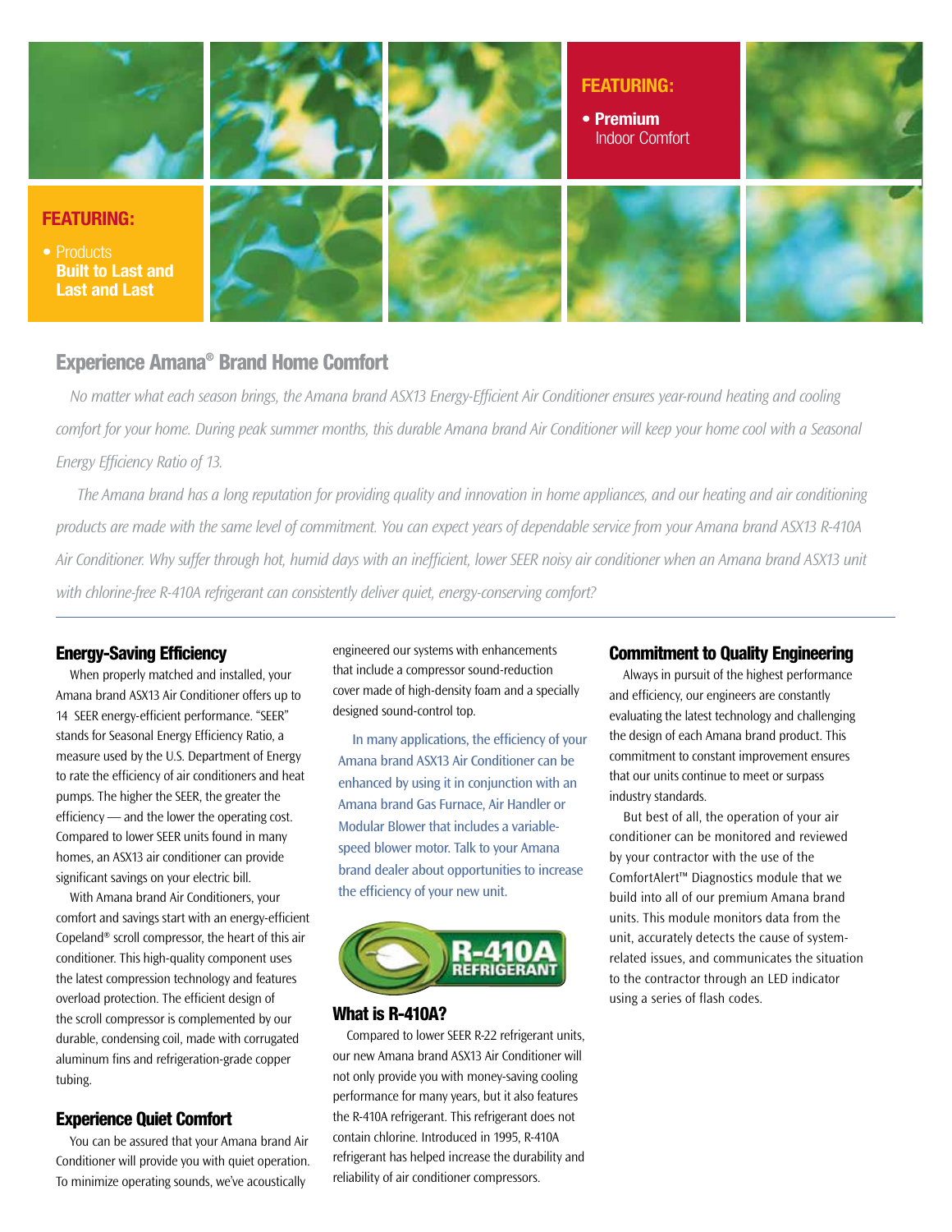**FEATURING:**

- Products **Built to Last and Last and Last**

**FEATURING:**

- **Premium** Indoor Comfort

## Experience Amana® Brand Home Comfort

*No matter what each season brings, the Amana brand ASX13 Energy-Efficient Air Conditioner ensures year-round heating and cooling comfort for your home. During peak summer months, this durable Amana brand Air Conditioner will keep your home cool with a Seasonal Energy Efficiency Ratio of 13.*

*The Amana brand has a long reputation for providing quality and innovation in home appliances, and our heating and air conditioning products are made with the same level of commitment. You can expect years of dependable service from your Amana brand ASX13 R-410A Air Conditioner. Why suffer through hot, humid days with an inefficient, lower SEER noisy air conditioner when an Amana brand ASX13 unit with chlorine-free R-410A refrigerant can consistently deliver quiet, energy-conserving comfort?*

---

### Energy-Saving Efficiency

When properly matched and installed, your Amana brand ASX13 Air Conditioner offers up to 14 SEER energy-efficient performance. "SEER" stands for Seasonal Energy Efficiency Ratio, a measure used by the U.S. Department of Energy to rate the efficiency of air conditioners and heat pumps. The higher the SEER, the greater the efficiency — and the lower the operating cost. Compared to lower SEER units found in many homes, an ASX13 air conditioner can provide significant savings on your electric bill.

With Amana brand Air Conditioners, your comfort and savings start with an energy-efficient Copeland® scroll compressor, the heart of this air conditioner. This high-quality component uses the latest compression technology and features overload protection. The efficient design of the scroll compressor is complemented by our durable, condensing coil, made with corrugated aluminum fins and refrigeration-grade copper tubing.

### Experience Quiet Comfort

You can be assured that your Amana brand Air Conditioner will provide you with quiet operation. To minimize operating sounds, we've acoustically engineered our systems with enhancements that include a compressor sound-reduction cover made of high-density foam and a specially designed sound-control top.

In many applications, the efficiency of your Amana brand ASX13 Air Conditioner can be enhanced by using it in conjunction with an Amana brand Gas Furnace, Air Handler or Modular Blower that includes a variable-speed blower motor. Talk to your Amana brand dealer about opportunities to increase the efficiency of your new unit.

R-410A REFRIGERANT

### What is R-410A?

Compared to lower SEER R-22 refrigerant units, our new Amana brand ASX13 Air Conditioner will not only provide you with money-saving cooling performance for many years, but it also features the R-410A refrigerant. This refrigerant does not contain chlorine. Introduced in 1995, R-410A refrigerant has helped increase the durability and reliability of air conditioner compressors.

### Commitment to Quality Engineering

Always in pursuit of the highest performance and efficiency, our engineers are constantly evaluating the latest technology and challenging the design of each Amana brand product. This commitment to constant improvement ensures that our units continue to meet or surpass industry standards.

But best of all, the operation of your air conditioner can be monitored and reviewed by your contractor with the use of the ComfortAlert™ Diagnostics module that we build into all of our premium Amana brand units. This module monitors data from the unit, accurately detects the cause of system-related issues, and communicates the situation to the contractor through an LED indicator using a series of flash codes.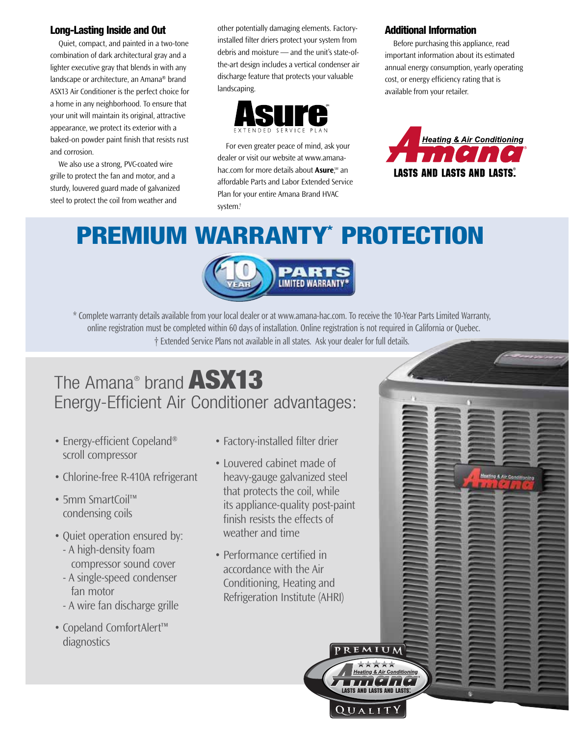### Long-Lasting Inside and Out

Quiet, compact, and painted in a two-tone combination of dark architectural gray and a lighter executive gray that blends in with any landscape or architecture, an Amana® brand ASX13 Air Conditioner is the perfect choice for a home in any neighborhood. To ensure that your unit will maintain its original, attractive appearance, we protect its exterior with a baked-on powder paint finish that resists rust and corrosion.

We also use a strong, PVC-coated wire grille to protect the fan and motor, and a sturdy, louvered guard made of galvanized steel to protect the coil from weather and other potentially damaging elements. Factory-installed filter driers protect your system from debris and moisture — and the unit's state-of-the-art design includes a vertical condenser air discharge feature that protects your valuable landscaping.

**Asure**℠ EXTENDED SERVICE PLAN

For even greater peace of mind, ask your dealer or visit our website at www.amana-hac.com for more details about **Asure**,℠ an affordable Parts and Labor Extended Service Plan for your entire Amana Brand HVAC system.†

### Additional Information

Before purchasing this appliance, read important information about its estimated annual energy consumption, yearly operating cost, or energy efficiency rating that is available from your retailer.

Amana® Heating & Air Conditioning — LASTS AND LASTS AND LASTS.®

## PREMIUM WARRANTY* PROTECTION

10 YEAR PARTS LIMITED WARRANTY*

* Complete warranty details available from your local dealer or at www.amana-hac.com. To receive the 10-Year Parts Limited Warranty, online registration must be completed within 60 days of installation. Online registration is not required in California or Quebec.
† Extended Service Plans not available in all states. Ask your dealer for full details.

## The Amana® brand **ASX13** Energy-Efficient Air Conditioner advantages:

- Energy-efficient Copeland® scroll compressor
- Chlorine-free R-410A refrigerant
- 5mm SmartCoil™ condensing coils
- Quiet operation ensured by:
  - A high-density foam compressor sound cover
  - A single-speed condenser fan motor
  - A wire fan discharge grille
- Copeland ComfortAlert™ diagnostics
- Factory-installed filter drier
- Louvered cabinet made of heavy-gauge galvanized steel that protects the coil, while its appliance-quality post-paint finish resists the effects of weather and time
- Performance certified in accordance with the Air Conditioning, Heating and Refrigeration Institute (AHRI)

PREMIUM Amana® Heating & Air Conditioning LASTS AND LASTS AND LASTS.® QUALITY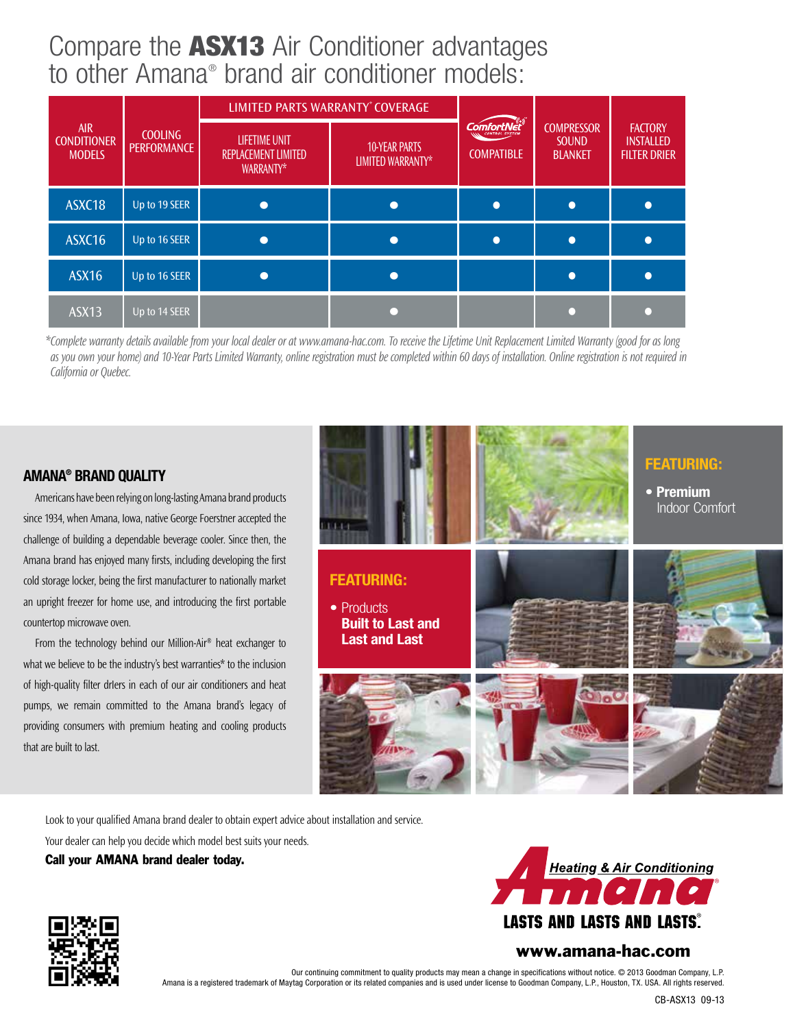# Compare the **ASX13** Air Conditioner advantages to other Amana® brand air conditioner models:

| AIR CONDITIONER MODELS | COOLING PERFORMANCE | LIMITED PARTS WARRANTY* COVERAGE | | ComfortNet COMPATIBLE | COMPRESSOR SOUND BLANKET | FACTORY INSTALLED FILTER DRIER |
|---|---|---|---|---|---|---|
| | | LIFETIME UNIT REPLACEMENT LIMITED WARRANTY* | 10-YEAR PARTS LIMITED WARRANTY* | | | |
| ASXC18 | Up to 19 SEER | ● | ● | ● | ● | ● |
| ASXC16 | Up to 16 SEER | ● | ● | ● | ● | ● |
| ASX16 | Up to 16 SEER | ● | ● | | ● | ● |
| ASX13 | Up to 14 SEER | | ● | | ● | ● |

*\*Complete warranty details available from your local dealer or at www.amana-hac.com. To receive the Lifetime Unit Replacement Limited Warranty (good for as long as you own your home) and 10-Year Parts Limited Warranty, online registration must be completed within 60 days of installation. Online registration is not required in California or Quebec.*

## AMANA® BRAND QUALITY

Americans have been relying on long-lasting Amana brand products since 1934, when Amana, Iowa, native George Foerstner accepted the challenge of building a dependable beverage cooler. Since then, the Amana brand has enjoyed many firsts, including developing the first cold storage locker, being the first manufacturer to nationally market an upright freezer for home use, and introducing the first portable countertop microwave oven.

From the technology behind our Million-Air® heat exchanger to what we believe to be the industry's best warranties* to the inclusion of high-quality filter driers in each of our air conditioners and heat pumps, we remain committed to the Amana brand's legacy of providing consumers with premium heating and cooling products that are built to last.

**FEATURING:**

- **Premium** Indoor Comfort

**FEATURING:**

- Products **Built to Last and Last and Last**

Look to your qualified Amana brand dealer to obtain expert advice about installation and service.

Your dealer can help you decide which model best suits your needs.

**Call your AMANA brand dealer today.**

Heating & Air Conditioning

Amana®

LASTS AND LASTS AND LASTS.®

**www.amana-hac.com**

Our continuing commitment to quality products may mean a change in specifications without notice. © 2013 Goodman Company, L.P.
Amana is a registered trademark of Maytag Corporation or its related companies and is used under license to Goodman Company, L.P., Houston, TX. USA. All rights reserved.

CB-ASX13 09-13